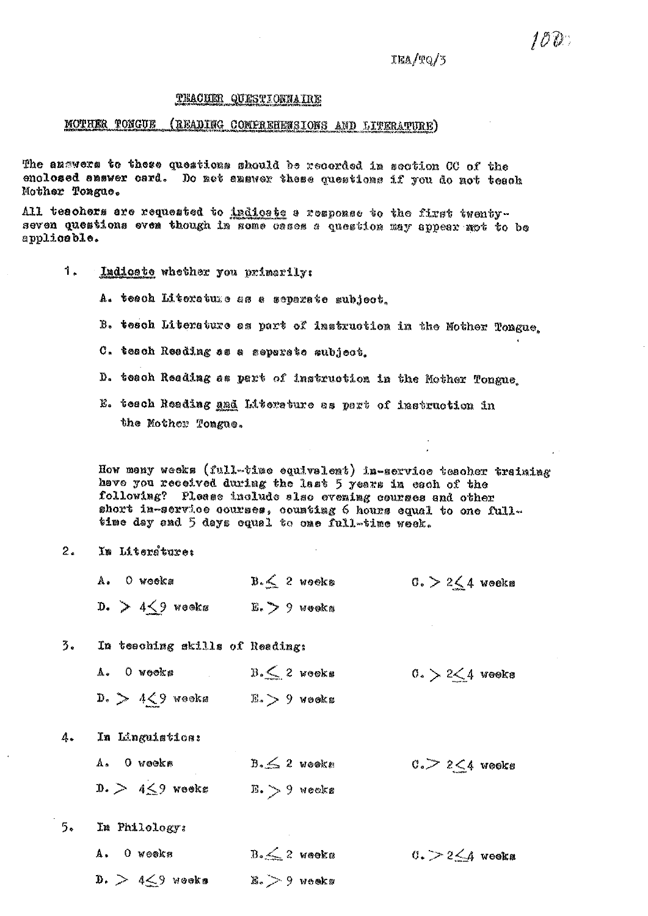IEA/TQ/3

## TEACHER QUESTIONNAIRE

### MOTHER TONGUE (READING COMPREHENSIONS AND LITERATURE)

The answers to these questions should be recorded in section CC of the enclosed answer card. Do not answer these questions if you do not teach Mother Tongue.

All teachers are requested to *indicate* a response to the first twenty-seven questions even though in some cases a question may appear not to be applicable.

1. *Indicate* whether you primarily:

   A. teach Literature as a separate subject,

   B. teach Literature as part of instruction in the Mother Tongue,

   C. teach Reading as a separate subject,

   D. teach Reading as part of instruction in the Mother Tongue,

   E. teach Reading *and* Literature as part of instruction in the Mother Tongue.

How many weeks (full-time equivalent) in-service teacher training have you received during the last 5 years in each of the following? Please include also evening courses and other short in-service courses, counting 6 hours equal to one full-time day and 5 days equal to one full-time week.

2. In Literature:

   A. 0 weeks &nbsp;&nbsp;&nbsp; B. $\leq 2$ weeks &nbsp;&nbsp;&nbsp; C. $> 2 \leq 4$ weeks

   D. $> 4 \leq 9$ weeks &nbsp;&nbsp;&nbsp; E. $> 9$ weeks

3. In teaching skills of Reading:

   A. 0 weeks &nbsp;&nbsp;&nbsp; B. $\leq 2$ weeks &nbsp;&nbsp;&nbsp; C. $> 2 \leq 4$ weeks

   D. $> 4 \leq 9$ weeks &nbsp;&nbsp;&nbsp; E. $> 9$ weeks

4. In Linguistics:

   A. 0 weeks &nbsp;&nbsp;&nbsp; B. $\leq 2$ weeks &nbsp;&nbsp;&nbsp; C. $> 2 \leq 4$ weeks

   D. $> 4 \leq 9$ weeks &nbsp;&nbsp;&nbsp; E. $> 9$ weeks

5. In Philology:

   A. 0 weeks &nbsp;&nbsp;&nbsp; B. $\leq 2$ weeks &nbsp;&nbsp;&nbsp; C. $> 2 \leq 4$ weeks

   D. $> 4 \leq 9$ weeks &nbsp;&nbsp;&nbsp; E. $> 9$ weeks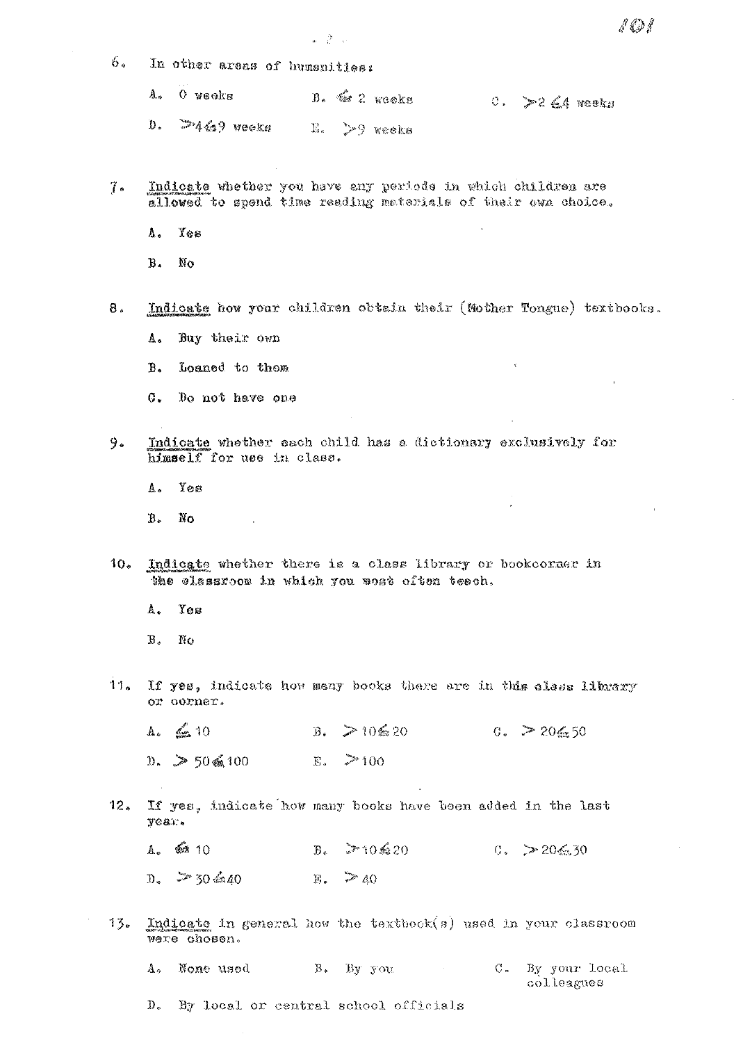6. In other areas of humanities:

A. 0 weeks B. $\leq 2$ weeks C. $>2 \leq 4$ weeks

D. $>4 \leq 9$ weeks E. $>9$ weeks

7. Indicate whether you have any periods in which children are allowed to spend time reading materials of their own choice.

A. Yes

B. No

8. Indicate how your children obtain their (Mother Tongue) textbooks.

A. Buy their own

B. Loaned to them

C. Do not have one

9. Indicate whether each child has a dictionary exclusively for himself for use in class.

A. Yes

B. No

10. Indicate whether there is a class library or bookcorner in the classroom in which you most often teach.

A. Yes

B. No

11. If yes, indicate how many books there are in this class library or corner.

A. $\leq 10$ B. $>10 \leq 20$ C. $>20 \leq 50$

D. $>50 \leq 100$ E. $>100$

12. If yes, indicate how many books have been added in the last year.

A. $\leq 10$ B. $>10 \leq 20$ C. $>20 \leq 30$

D. $>30 \leq 40$ E. $>40$

13. Indicate in general how the textbook(s) used in your classroom were chosen.

A. None used B. By you C. By your local colleagues

D. By local or central school officials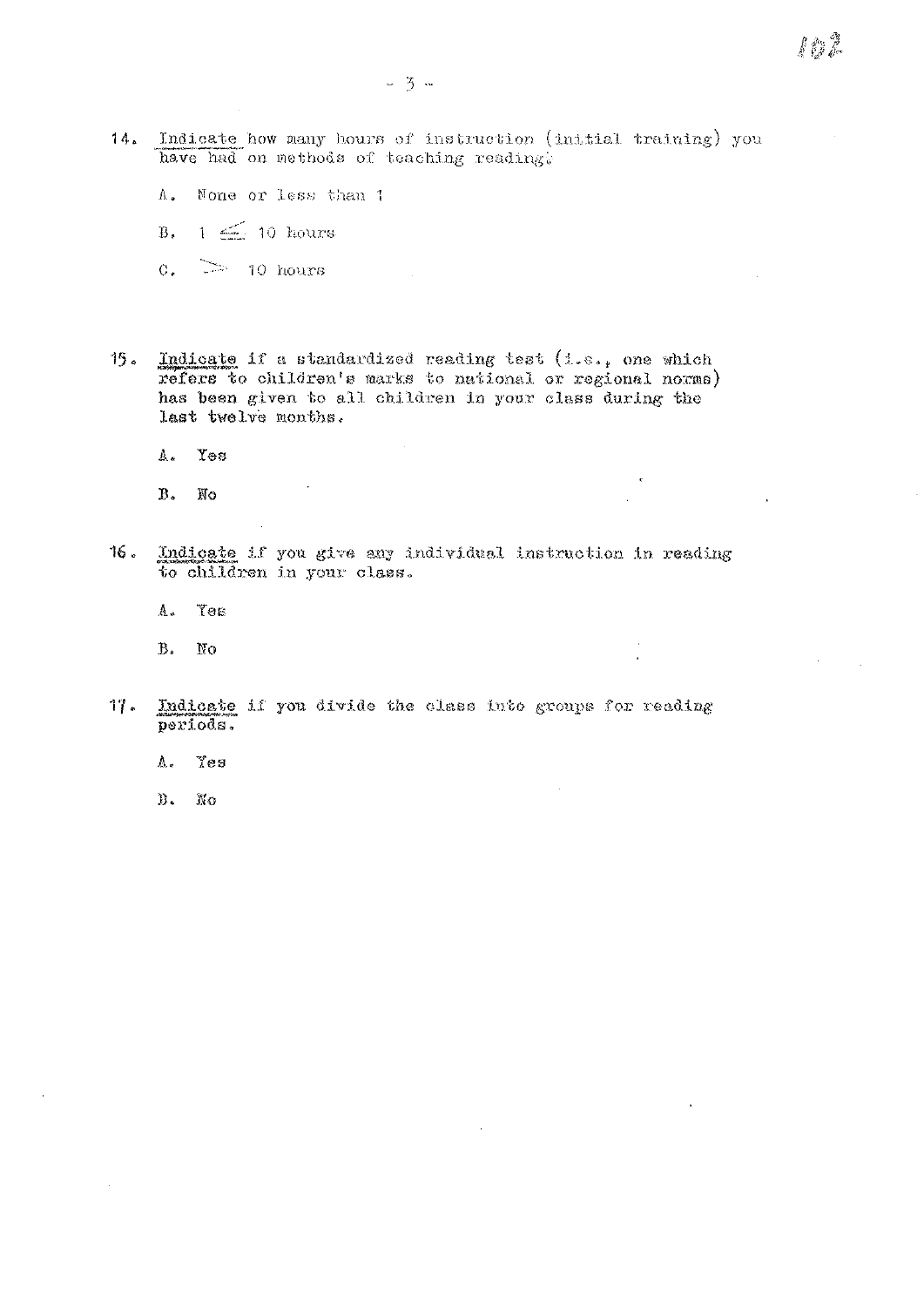14. Indicate how many hours of instruction (initial training) you have had on methods of teaching reading:

    A. None or less than 1

    B. $1 \leq 10$ hours

    C. $> 10$ hours

15. Indicate if a standardized reading test (i.e., one which refers to children's marks to national or regional norms) has been given to all children in your class during the last twelve months.

    A. Yes

    B. No

16. Indicate if you give any individual instruction in reading to children in your class.

    A. Yes

    B. No

17. Indicate if you divide the class into groups for reading periods.

    A. Yes

    B. No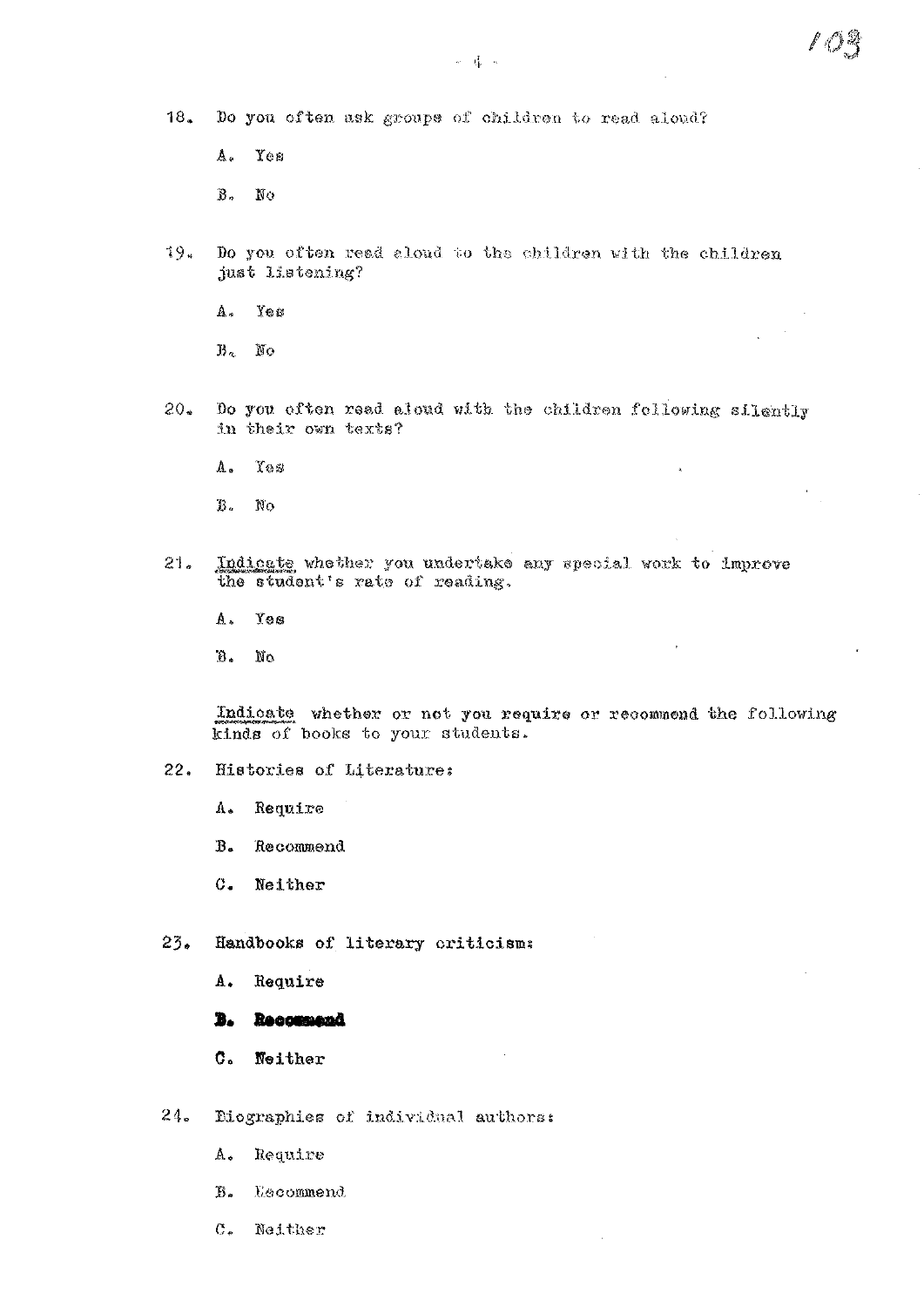18. Do you often ask groups of children to read aloud?

    A. Yes

    B. No

19. Do you often read aloud to the children with the children just listening?

    A. Yes

    B. No

20. Do you often read aloud with the children following silently in their own texts?

    A. Yes

    B. No

21. Indicate whether you undertake any special work to improve the student's rate of reading.

    A. Yes

    B. No

Indicate whether or not you require or recommend the following kinds of books to your students.

22. Histories of Literature:

    A. Require

    B. Recommend

    C. Neither

23. Handbooks of literary criticism:

    A. Require

    **B. Recommend**

    C. Neither

24. Biographies of individual authors:

    A. Require

    B. Recommend

    C. Neither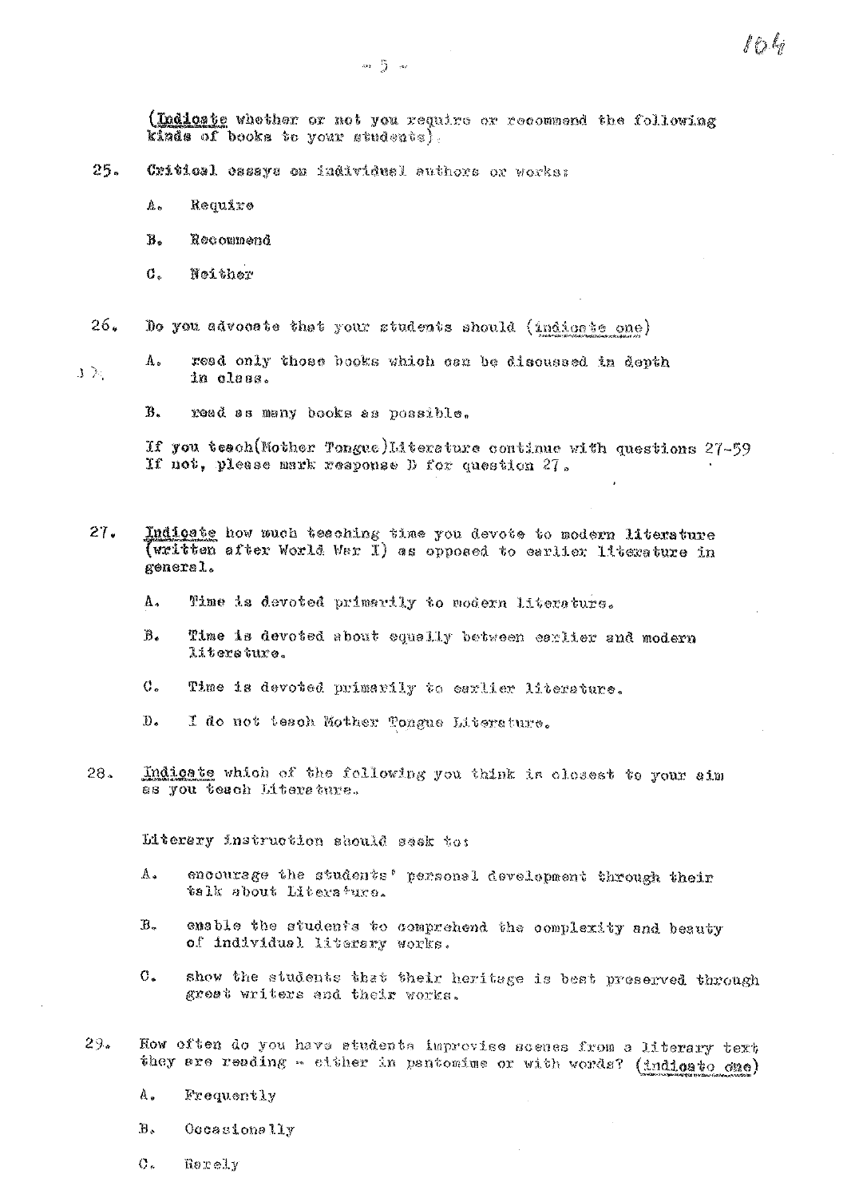(<u>Indicate</u> whether or not you require or recommend the following kinds of books to your students).

25. Critical essays on individual authors or works:

   A. Require

   B. Recommend

   C. Neither

26. Do you advocate that your students should (<u>indicate one</u>)

   A. read only those books which can be discussed in depth in class.

   B. read as many books as possible.

If you teach (Mother Tongue) Literature continue with questions 27-59
If not, please mark response D for question 27.

27. <u>Indicate</u> how much teaching time you devote to modern literature (written after World War I) as opposed to earlier literature in general.

   A. Time is devoted primarily to modern literature.

   B. Time is devoted about equally between earlier and modern literature.

   C. Time is devoted primarily to earlier literature.

   D. I do not teach Mother Tongue Literature.

28. <u>Indicate</u> which of the following you think is closest to your aim as you teach Literature.

Literary instruction should seek to:

   A. encourage the students' personal development through their talk about Literature.

   B. enable the students to comprehend the complexity and beauty of individual literary works.

   C. show the students that their heritage is best preserved through great writers and their works.

29. How often do you have students improvise scenes from a literary text they are reading - either in pantomime or with words? (<u>indicate one</u>)

   A. Frequently

   B. Occasionally

   C. Rarely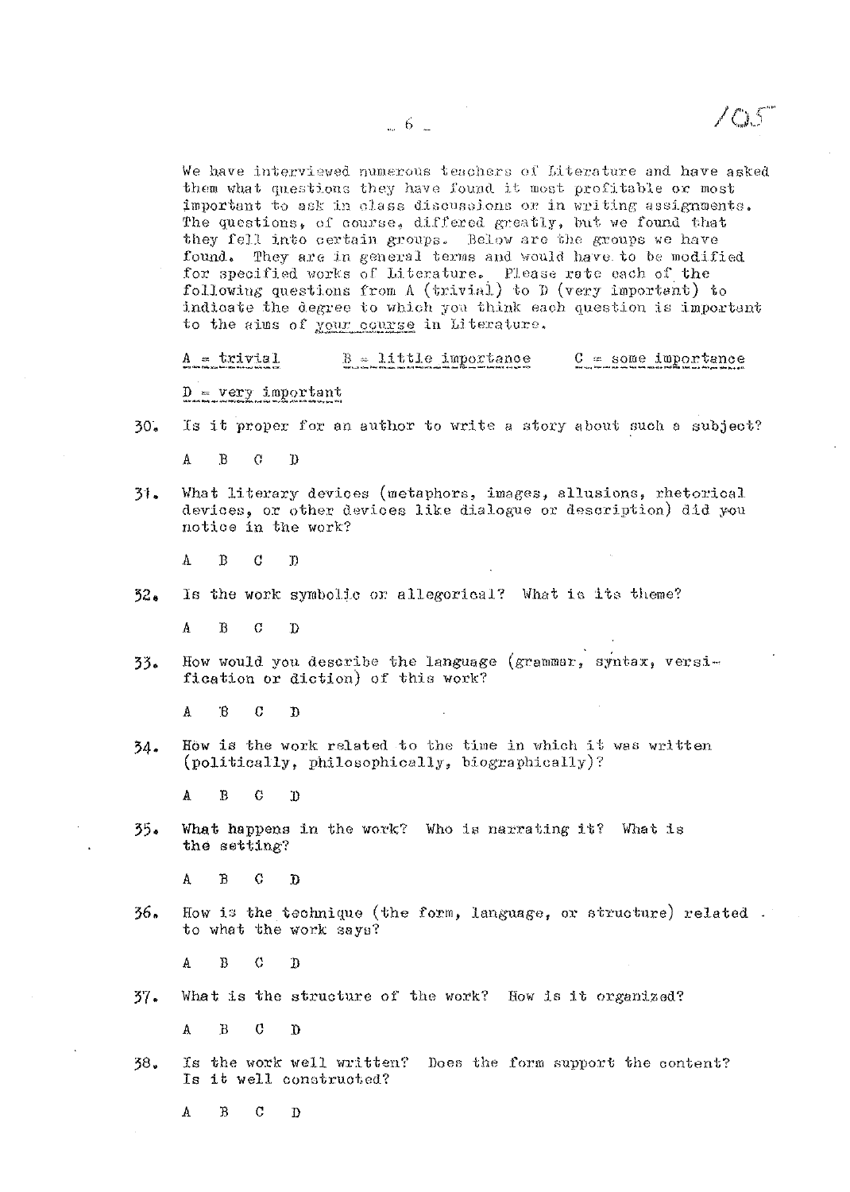We have interviewed numerous teachers of Literature and have asked them what questions they have found it most profitable or most important to ask in class discussions or in writing assignments. The questions, of course, differed greatly, but we found that they fell into certain groups. Below are the groups we have found. They are in general terms and would have to be modified for specified works of Literature. Please rate each of the following questions from A (trivial) to D (very important) to indicate the degree to which you think each question is important to the aims of <u>your course</u> in Literature.

<u>A = trivial</u>    <u>B = little importance</u>    <u>C = some importance</u>

<u>D = very important</u>

30. Is it proper for an author to write a story about such a subject?

    A B C D

31. What literary devices (metaphors, images, allusions, rhetorical devices, or other devices like dialogue or description) did you notice in the work?

    A B C D

32. Is the work symbolic or allegorical? What is its theme?

    A B C D

33. How would you describe the language (grammar, syntax, versification or diction) of this work?

    A B C D

34. How is the work related to the time in which it was written (politically, philosophically, biographically)?

    A B C D

35. What happens in the work? Who is narrating it? What is the setting?

    A B C D

36. How is the technique (the form, language, or structure) related to what the work says?

    A B C D

37. What is the structure of the work? How is it organized?

    A B C D

38. Is the work well written? Does the form support the content? Is it well constructed?

    A B C D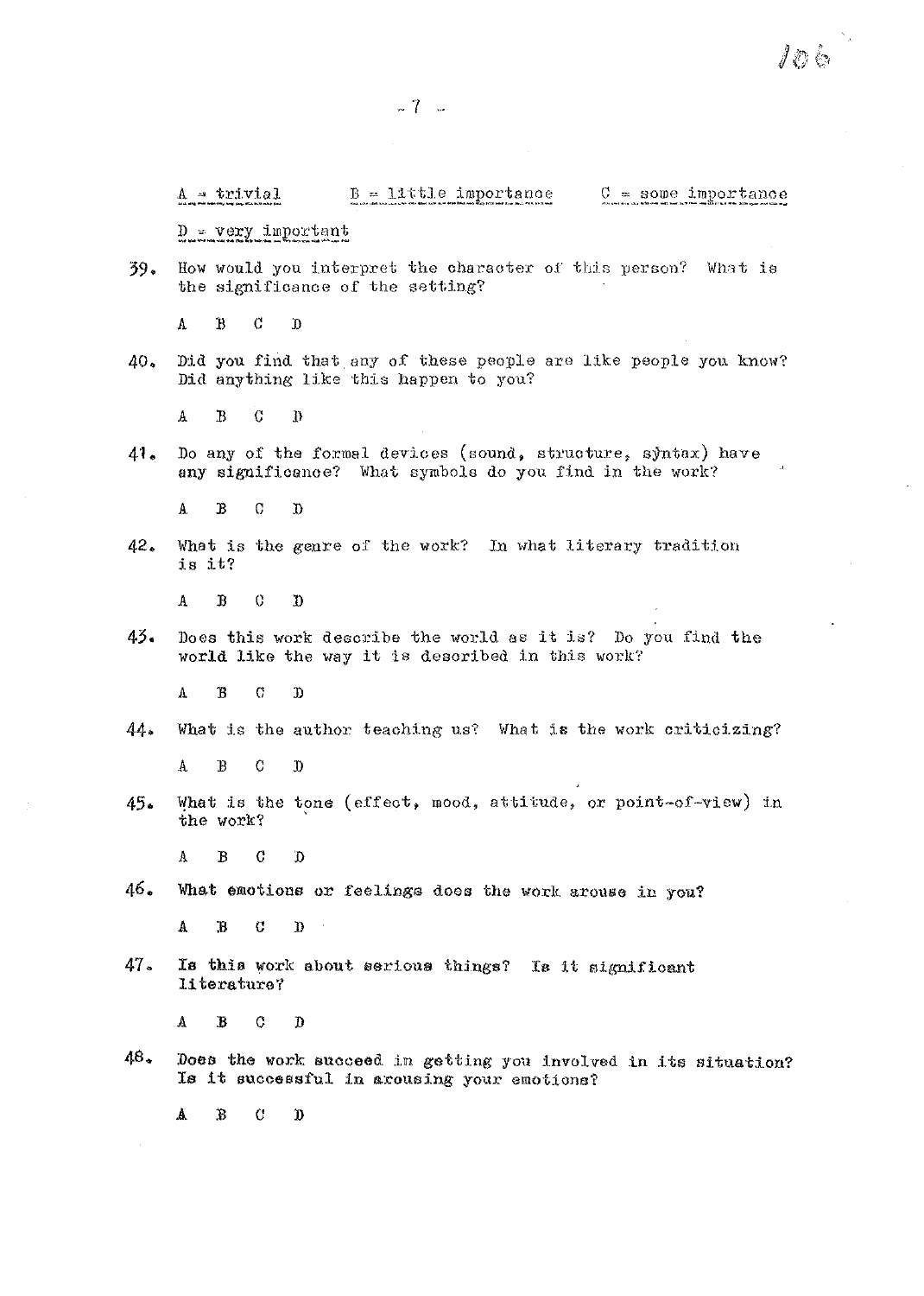A = trivial  B = little importance  C = some importance

D = very important

39. How would you interpret the character of this person? What is the significance of the setting?

    A B C D

40. Did you find that any of these people are like people you know? Did anything like this happen to you?

    A B C D

41. Do any of the formal devices (sound, structure, syntax) have any significance? What symbols do you find in the work?

    A B C D

42. What is the genre of the work? In what literary tradition is it?

    A B C D

43. Does this work describe the world as it is? Do you find the world like the way it is described in this work?

    A B C D

44. What is the author teaching us? What is the work criticizing?

    A B C D

45. What is the tone (effect, mood, attitude, or point-of-view) in the work?

    A B C D

46. What emotions or feelings does the work arouse in you?

    A B C D

47. Is this work about serious things? Is it significant literature?

    A B C D

48. Does the work succeed in getting you involved in its situation? Is it successful in arousing your emotions?

    A B C D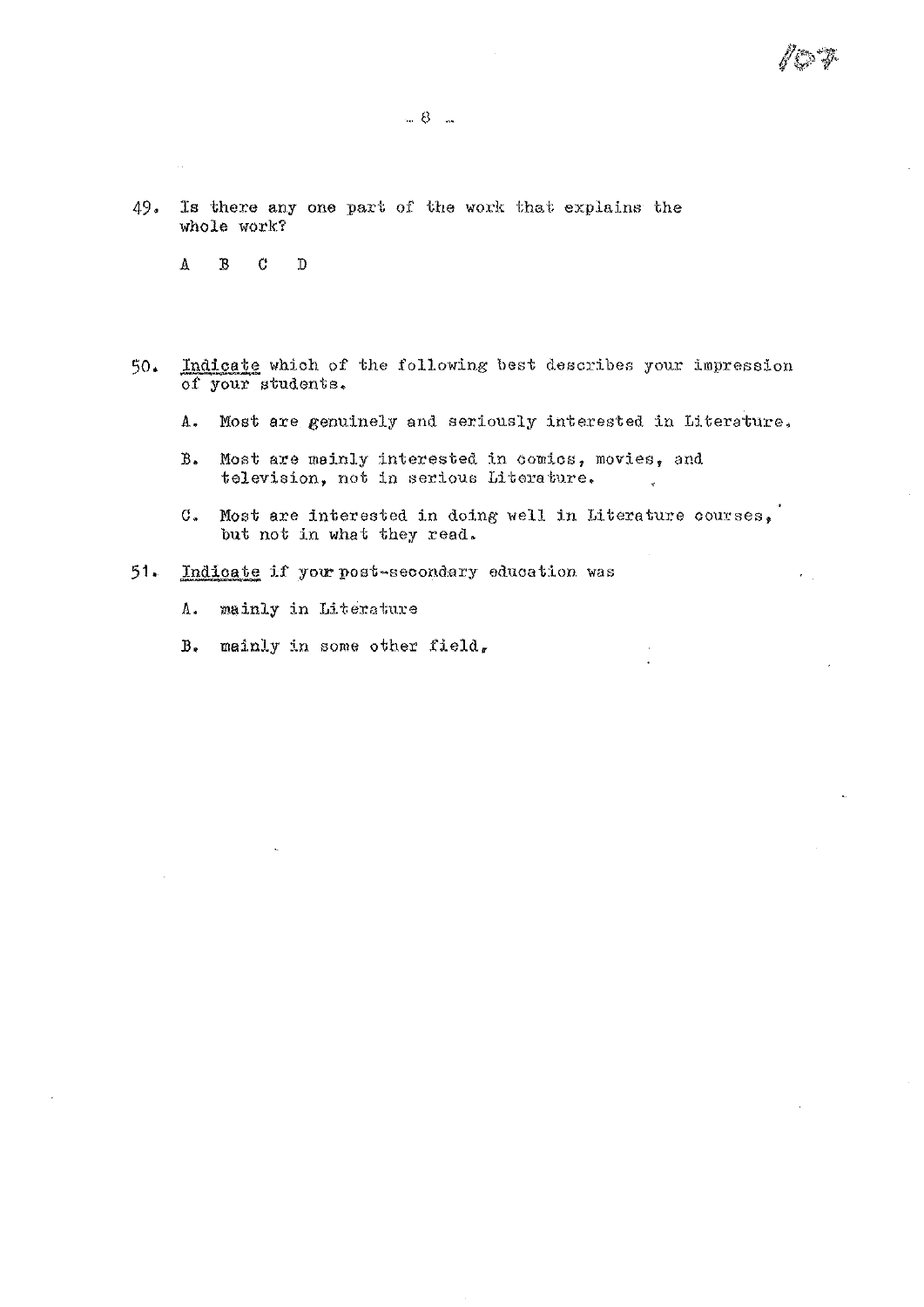49. Is there any one part of the work that explains the whole work?

    A B C D

50. Indicate which of the following best describes your impression of your students.

    A. Most are genuinely and seriously interested in Literature.

    B. Most are mainly interested in comics, movies, and television, not in serious Literature.

    C. Most are interested in doing well in Literature courses, but not in what they read.

51. Indicate if your post-secondary education was

    A. mainly in Literature

    B. mainly in some other field.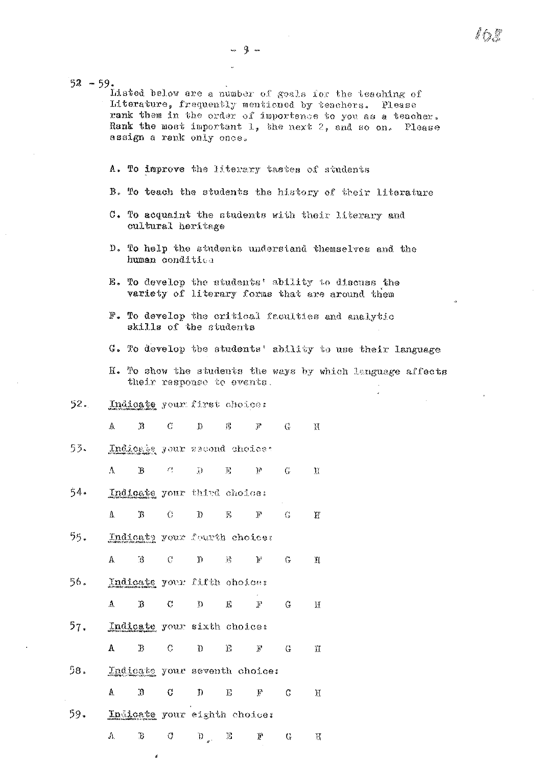52 – 59.

Listed below are a number of goals for the teaching of Literature, frequently mentioned by teachers. Please rank them in the order of importance to you as a teacher. Rank the most important 1, the next 2, and so on. Please assign a rank only once.

A. To improve the literary tastes of students

B. To teach the students the history of their literature

C. To acquaint the students with their literary and cultural heritage

D. To help the students understand themselves and the human condition

E. To develop the students' ability to discuss the variety of literary forms that are around them

F. To develop the critical faculties and analytic skills of the students

G. To develop the students' ability to use their language

H. To show the students the ways by which language affects their response to events.

52. Indicate your first choice:

A B C D E F G H

53. Indicate your second choice:

A B C D E F G H

54. Indicate your third choice:

A B C D E F G H

55. Indicate your fourth choice:

A B C D E F G H

56. Indicate your fifth choice:

A B C D E F G H

57. Indicate your sixth choice:

A B C D E F G H

58. Indicate your seventh choice:

A B C D E F G H

59. Indicate your eighth choice:

A B C D E F G H